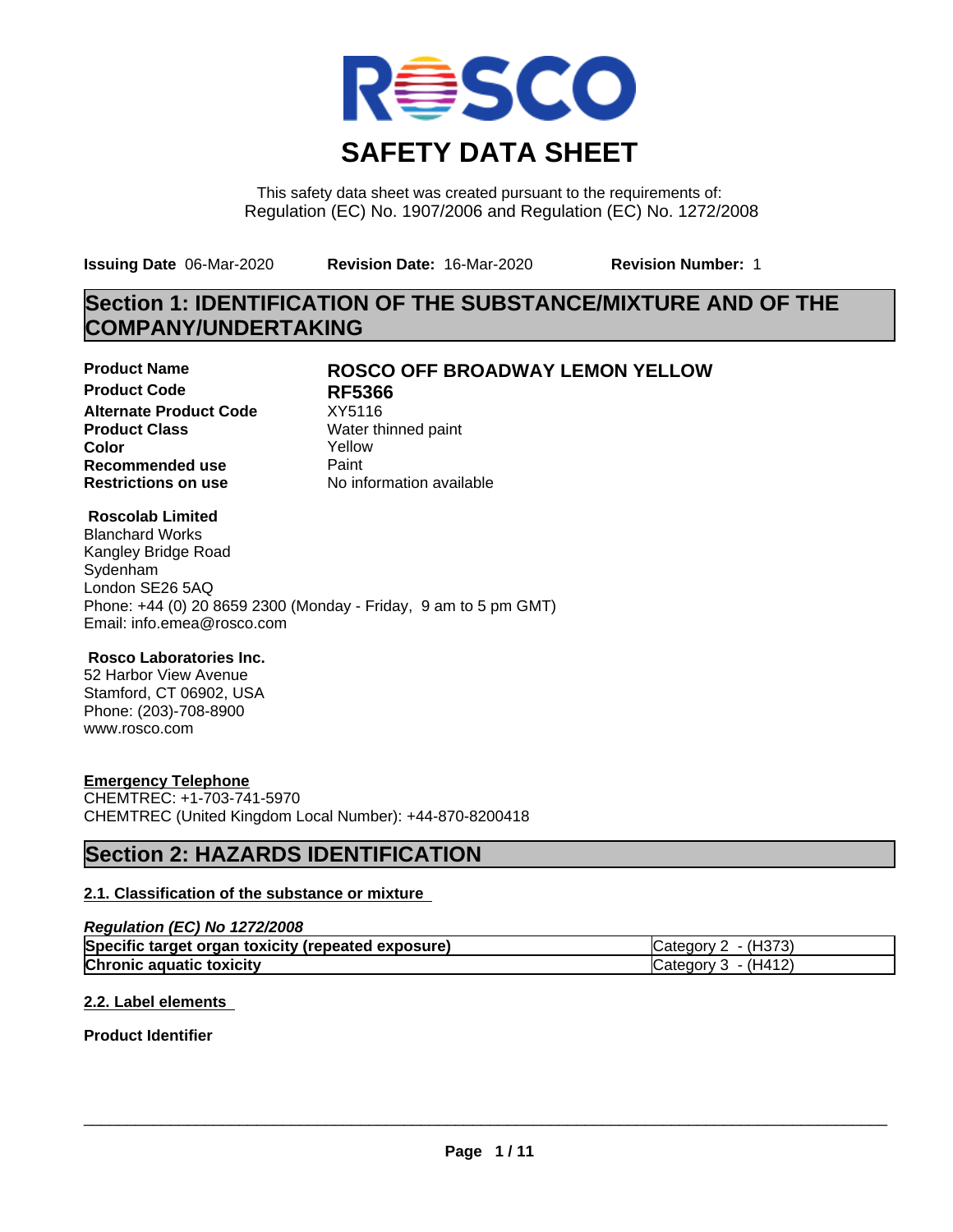# SAFETY DATA SHEET

This safety data sheet was created pursuant to the requirements of:
Regulation (EC) No. 1907/2006 and Regulation (EC) No. 1272/2008

**Issuing Date** 06-Mar-2020 **Revision Date:** 16-Mar-2020 **Revision Number:** 1

## Section 1: IDENTIFICATION OF THE SUBSTANCE/MIXTURE AND OF THE COMPANY/UNDERTAKING

**Product Name** **ROSCO OFF BROADWAY LEMON YELLOW**
**Product Code** **RF5366**
**Alternate Product Code** XY5116
**Product Class** Water thinned paint
**Color** Yellow
**Recommended use** Paint
**Restrictions on use** No information available

**Roscolab Limited**
Blanchard Works
Kangley Bridge Road
Sydenham
London SE26 5AQ
Phone: +44 (0) 20 8659 2300 (Monday - Friday, 9 am to 5 pm GMT)
Email: info.emea@rosco.com

**Rosco Laboratories Inc.**
52 Harbor View Avenue
Stamford, CT 06902, USA
Phone: (203)-708-8900
www.rosco.com

**Emergency Telephone**
CHEMTREC: +1-703-741-5970
CHEMTREC (United Kingdom Local Number): +44-870-8200418

## Section 2: HAZARDS IDENTIFICATION

### 2.1. Classification of the substance or mixture

***Regulation (EC) No 1272/2008***

| | |
|---|---|
| **Specific target organ toxicity (repeated exposure)** | Category 2 - (H373) |
| **Chronic aquatic toxicity** | Category 3 - (H412) |

### 2.2. Label elements

**Product Identifier**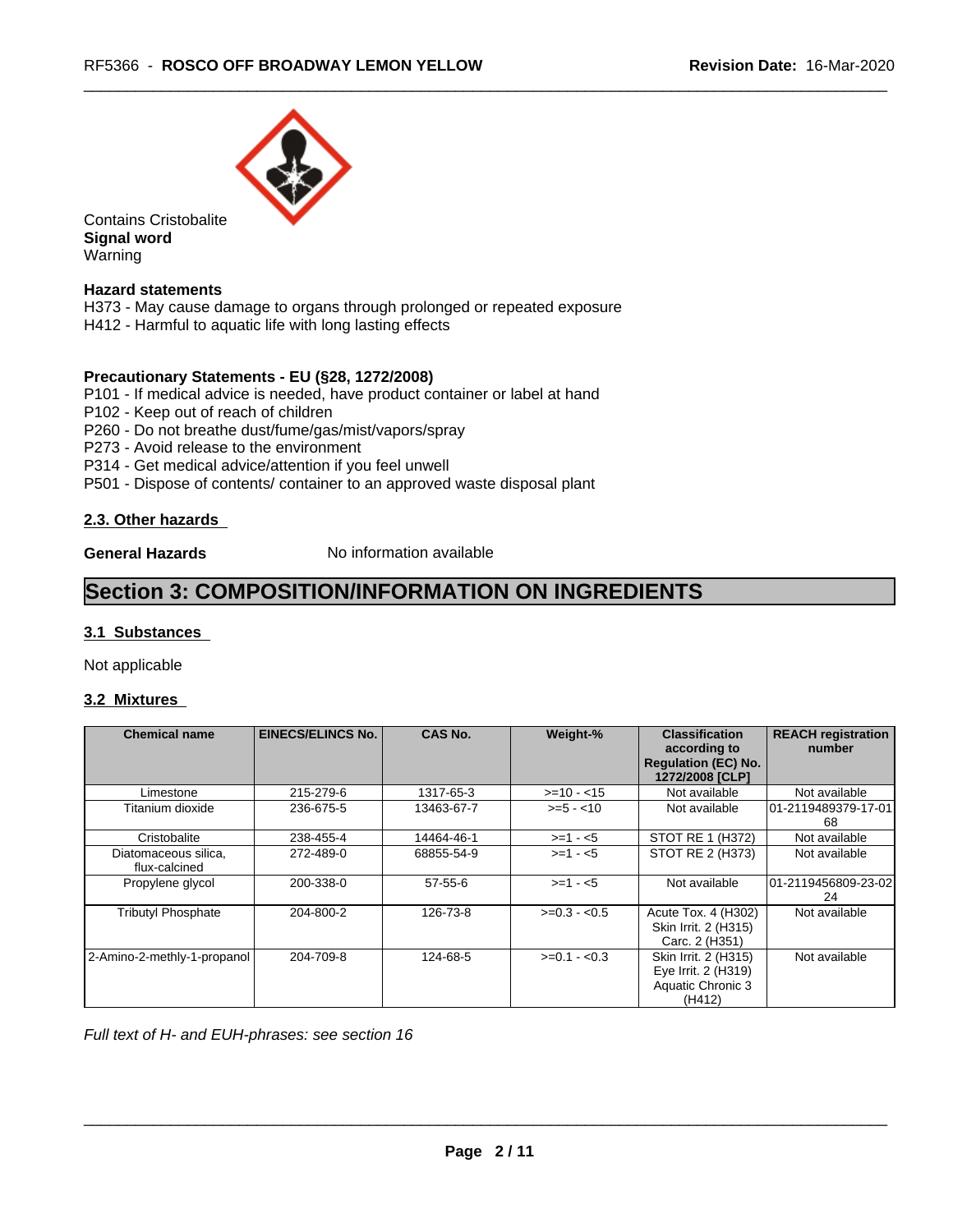Contains Cristobalite

**Signal word**

Warning

**Hazard statements**

H373 - May cause damage to organs through prolonged or repeated exposure
H412 - Harmful to aquatic life with long lasting effects

**Precautionary Statements - EU (§28, 1272/2008)**

P101 - If medical advice is needed, have product container or label at hand
P102 - Keep out of reach of children
P260 - Do not breathe dust/fume/gas/mist/vapors/spray
P273 - Avoid release to the environment
P314 - Get medical advice/attention if you feel unwell
P501 - Dispose of contents/ container to an approved waste disposal plant

### 2.3. Other hazards

**General Hazards** No information available

## Section 3: COMPOSITION/INFORMATION ON INGREDIENTS

### 3.1 Substances

Not applicable

### 3.2 Mixtures

| Chemical name | EINECS/ELINCS No. | CAS No. | Weight-% | Classification according to Regulation (EC) No. 1272/2008 [CLP] | REACH registration number |
|---|---|---|---|---|---|
| Limestone | 215-279-6 | 1317-65-3 | >=10 - <15 | Not available | Not available |
| Titanium dioxide | 236-675-5 | 13463-67-7 | >=5 - <10 | Not available | 01-2119489379-17-0168 |
| Cristobalite | 238-455-4 | 14464-46-1 | >=1 - <5 | STOT RE 1 (H372) | Not available |
| Diatomaceous silica, flux-calcined | 272-489-0 | 68855-54-9 | >=1 - <5 | STOT RE 2 (H373) | Not available |
| Propylene glycol | 200-338-0 | 57-55-6 | >=1 - <5 | Not available | 01-2119456809-23-0224 |
| Tributyl Phosphate | 204-800-2 | 126-73-8 | >=0.3 - <0.5 | Acute Tox. 4 (H302) Skin Irrit. 2 (H315) Carc. 2 (H351) | Not available |
| 2-Amino-2-methly-1-propanol | 204-709-8 | 124-68-5 | >=0.1 - <0.3 | Skin Irrit. 2 (H315) Eye Irrit. 2 (H319) Aquatic Chronic 3 (H412) | Not available |

*Full text of H- and EUH-phrases: see section 16*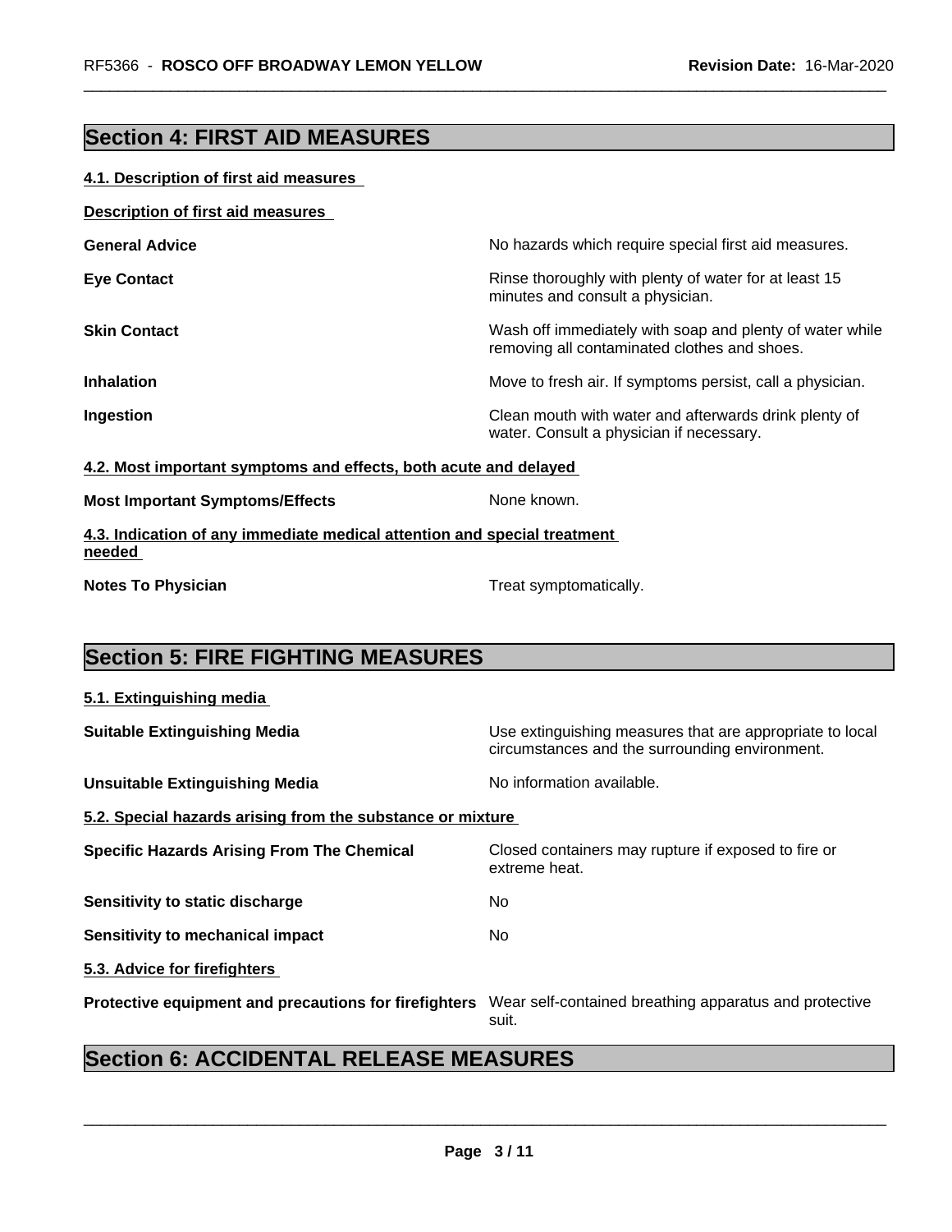## Section 4: FIRST AID MEASURES

### 4.1. Description of first aid measures

**Description of first aid measures**

| | |
|---|---|
| **General Advice** | No hazards which require special first aid measures. |
| **Eye Contact** | Rinse thoroughly with plenty of water for at least 15 minutes and consult a physician. |
| **Skin Contact** | Wash off immediately with soap and plenty of water while removing all contaminated clothes and shoes. |
| **Inhalation** | Move to fresh air. If symptoms persist, call a physician. |
| **Ingestion** | Clean mouth with water and afterwards drink plenty of water. Consult a physician if necessary. |

### 4.2. Most important symptoms and effects, both acute and delayed

| | |
|---|---|
| **Most Important Symptoms/Effects** | None known. |

### 4.3. Indication of any immediate medical attention and special treatment needed

| | |
|---|---|
| **Notes To Physician** | Treat symptomatically. |

## Section 5: FIRE FIGHTING MEASURES

### 5.1. Extinguishing media

| | |
|---|---|
| **Suitable Extinguishing Media** | Use extinguishing measures that are appropriate to local circumstances and the surrounding environment. |
| **Unsuitable Extinguishing Media** | No information available. |

### 5.2. Special hazards arising from the substance or mixture

| | |
|---|---|
| **Specific Hazards Arising From The Chemical** | Closed containers may rupture if exposed to fire or extreme heat. |
| **Sensitivity to static discharge** | No |
| **Sensitivity to mechanical impact** | No |

### 5.3. Advice for firefighters

| | |
|---|---|
| **Protective equipment and precautions for firefighters** | Wear self-contained breathing apparatus and protective suit. |

## Section 6: ACCIDENTAL RELEASE MEASURES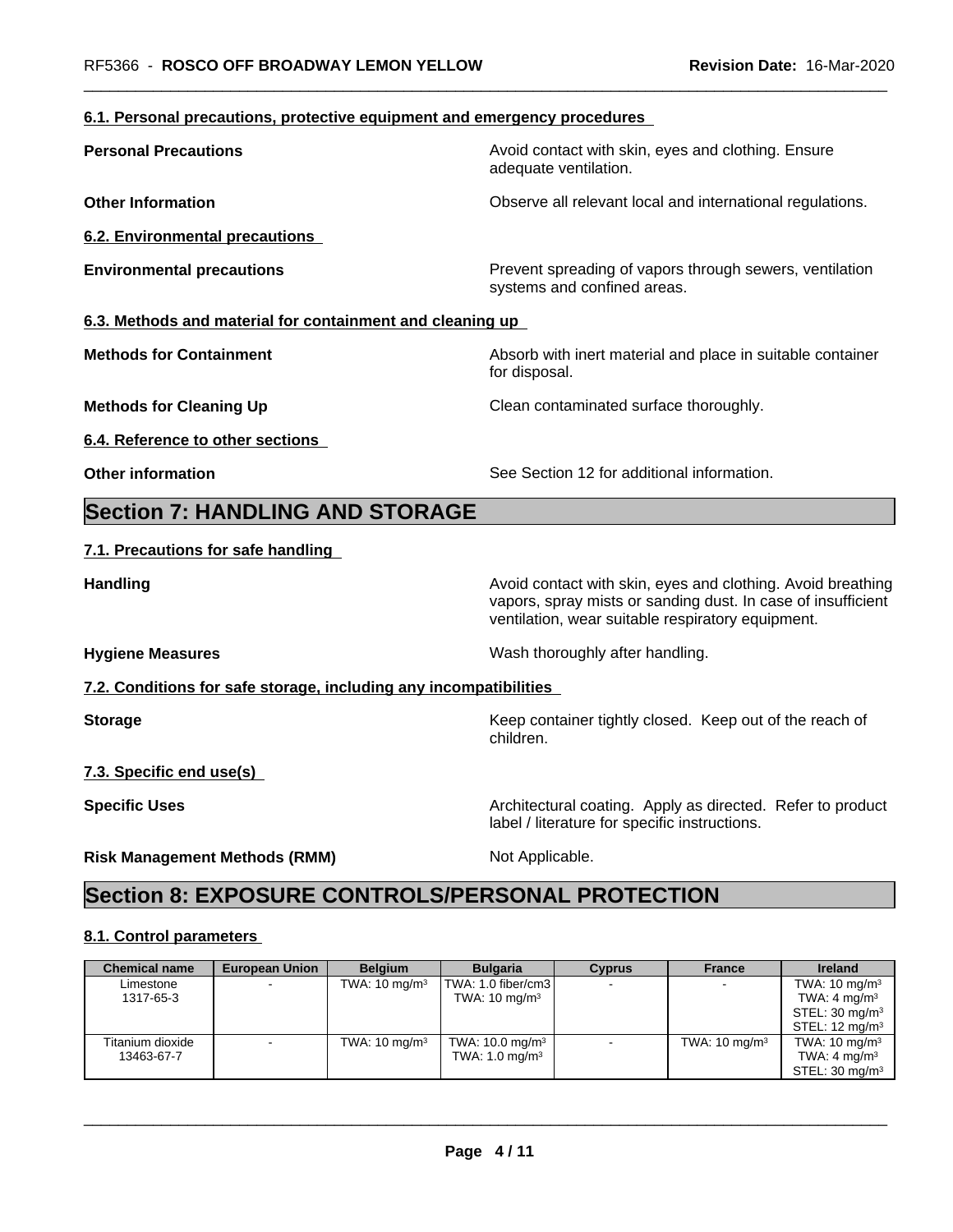#### 6.1. Personal precautions, protective equipment and emergency procedures

**Personal Precautions** Avoid contact with skin, eyes and clothing. Ensure adequate ventilation.

**Other Information** Observe all relevant local and international regulations.

#### 6.2. Environmental precautions

**Environmental precautions** Prevent spreading of vapors through sewers, ventilation systems and confined areas.

#### 6.3. Methods and material for containment and cleaning up

**Methods for Containment** Absorb with inert material and place in suitable container for disposal.

**Methods for Cleaning Up** Clean contaminated surface thoroughly.

#### 6.4. Reference to other sections

**Other information** See Section 12 for additional information.

## Section 7: HANDLING AND STORAGE

#### 7.1. Precautions for safe handling

**Handling** Avoid contact with skin, eyes and clothing. Avoid breathing vapors, spray mists or sanding dust. In case of insufficient ventilation, wear suitable respiratory equipment.

**Hygiene Measures** Wash thoroughly after handling.

#### 7.2. Conditions for safe storage, including any incompatibilities

**Storage** Keep container tightly closed. Keep out of the reach of children.

#### 7.3. Specific end use(s)

**Specific Uses** Architectural coating. Apply as directed. Refer to product label / literature for specific instructions.

**Risk Management Methods (RMM)** Not Applicable.

## Section 8: EXPOSURE CONTROLS/PERSONAL PROTECTION

#### 8.1. Control parameters

| Chemical name | European Union | Belgium | Bulgaria | Cyprus | France | Ireland |
|---|---|---|---|---|---|---|
| Limestone 1317-65-3 | - | TWA: 10 mg/m³ | TWA: 1.0 fiber/cm3 TWA: 10 mg/m³ | - | - | TWA: 10 mg/m³ TWA: 4 mg/m³ STEL: 30 mg/m³ STEL: 12 mg/m³ |
| Titanium dioxide 13463-67-7 | - | TWA: 10 mg/m³ | TWA: 10.0 mg/m³ TWA: 1.0 mg/m³ | - | TWA: 10 mg/m³ | TWA: 10 mg/m³ TWA: 4 mg/m³ STEL: 30 mg/m³ |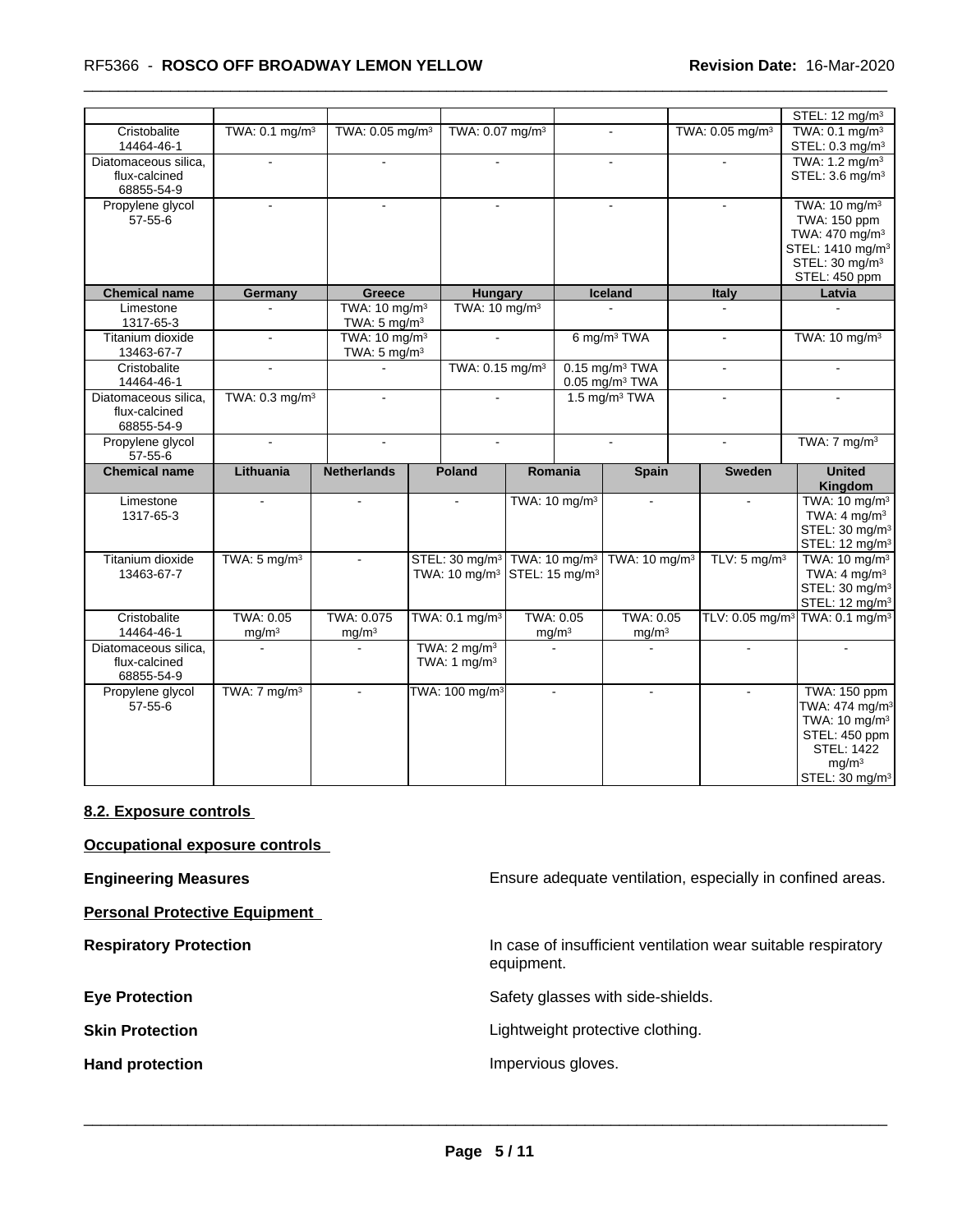| | | | | | | STEL: 12 mg/m³ |
|---|---|---|---|---|---|---|
| Cristobalite<br>14464-46-1 | TWA: 0.1 mg/m³ | TWA: 0.05 mg/m³ | TWA: 0.07 mg/m³ | - | TWA: 0.05 mg/m³ | TWA: 0.1 mg/m³<br>STEL: 0.3 mg/m³ |
| Diatomaceous silica, flux-calcined<br>68855-54-9 | - | - | - | - | - | TWA: 1.2 mg/m³<br>STEL: 3.6 mg/m³ |
| Propylene glycol<br>57-55-6 | - | - | - | - | - | TWA: 10 mg/m³<br>TWA: 150 ppm<br>TWA: 470 mg/m³<br>STEL: 1410 mg/m³<br>STEL: 30 mg/m³<br>STEL: 450 ppm |

| Chemical name | Germany | Greece | Hungary | Iceland | Italy | Latvia |
|---|---|---|---|---|---|---|
| Limestone<br>1317-65-3 | - | TWA: 10 mg/m³<br>TWA: 5 mg/m³ | TWA: 10 mg/m³ | - | - | - |
| Titanium dioxide<br>13463-67-7 | - | TWA: 10 mg/m³<br>TWA: 5 mg/m³ | - | 6 mg/m³ TWA | - | TWA: 10 mg/m³ |
| Cristobalite<br>14464-46-1 | - | - | TWA: 0.15 mg/m³ | 0.15 mg/m³ TWA<br>0.05 mg/m³ TWA | - | - |
| Diatomaceous silica, flux-calcined<br>68855-54-9 | TWA: 0.3 mg/m³ | - | - | 1.5 mg/m³ TWA | - | - |
| Propylene glycol<br>57-55-6 | - | - | - | - | - | TWA: 7 mg/m³ |

| Chemical name | Lithuania | Netherlands | Poland | Romania | Spain | Sweden | United Kingdom |
|---|---|---|---|---|---|---|---|
| Limestone<br>1317-65-3 | - | - | - | TWA: 10 mg/m³ | - | - | TWA: 10 mg/m³<br>TWA: 4 mg/m³<br>STEL: 30 mg/m³<br>STEL: 12 mg/m³ |
| Titanium dioxide<br>13463-67-7 | TWA: 5 mg/m³ | - | STEL: 30 mg/m³<br>TWA: 10 mg/m³ | TWA: 10 mg/m³<br>STEL: 15 mg/m³ | TWA: 10 mg/m³ | TLV: 5 mg/m³ | TWA: 10 mg/m³<br>TWA: 4 mg/m³<br>STEL: 30 mg/m³<br>STEL: 12 mg/m³ |
| Cristobalite<br>14464-46-1 | TWA: 0.05 mg/m³ | TWA: 0.075 mg/m³ | TWA: 0.1 mg/m³ | TWA: 0.05 mg/m³ | TWA: 0.05 mg/m³ | TLV: 0.05 mg/m³ | TWA: 0.1 mg/m³ |
| Diatomaceous silica, flux-calcined<br>68855-54-9 | - | - | TWA: 2 mg/m³<br>TWA: 1 mg/m³ | - | - | - | - |
| Propylene glycol<br>57-55-6 | TWA: 7 mg/m³ | - | TWA: 100 mg/m³ | - | - | - | TWA: 150 ppm<br>TWA: 474 mg/m³<br>TWA: 10 mg/m³<br>STEL: 450 ppm<br>STEL: 1422 mg/m³<br>STEL: 30 mg/m³ |

## 8.2. Exposure controls

**Occupational exposure controls**

**Engineering Measures** — Ensure adequate ventilation, especially in confined areas.

**Personal Protective Equipment**

**Respiratory Protection** — In case of insufficient ventilation wear suitable respiratory equipment.

**Eye Protection** — Safety glasses with side-shields.

**Skin Protection** — Lightweight protective clothing.

**Hand protection** — Impervious gloves.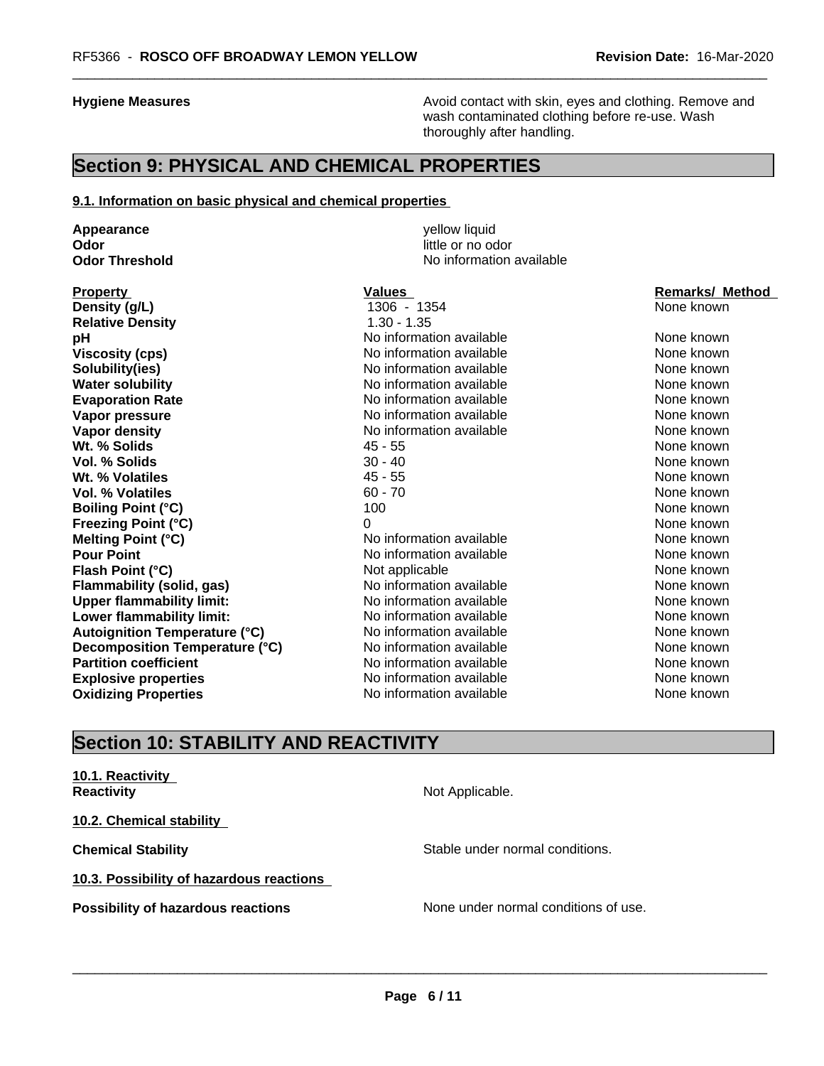**Hygiene Measures**

Avoid contact with skin, eyes and clothing. Remove and wash contaminated clothing before re-use. Wash thoroughly after handling.

## Section 9: PHYSICAL AND CHEMICAL PROPERTIES

### 9.1. Information on basic physical and chemical properties

**Appearance** yellow liquid
**Odor** little or no odor
**Odor Threshold** No information available

| Property | Values | Remarks/ Method |
|---|---|---|
| **Density (g/L)** | 1306 - 1354 | None known |
| **Relative Density** | 1.30 - 1.35 | |
| **pH** | No information available | None known |
| **Viscosity (cps)** | No information available | None known |
| **Solubility(ies)** | No information available | None known |
| **Water solubility** | No information available | None known |
| **Evaporation Rate** | No information available | None known |
| **Vapor pressure** | No information available | None known |
| **Vapor density** | No information available | None known |
| **Wt. % Solids** | 45 - 55 | None known |
| **Vol. % Solids** | 30 - 40 | None known |
| **Wt. % Volatiles** | 45 - 55 | None known |
| **Vol. % Volatiles** | 60 - 70 | None known |
| **Boiling Point (°C)** | 100 | None known |
| **Freezing Point (°C)** | 0 | None known |
| **Melting Point (°C)** | No information available | None known |
| **Pour Point** | No information available | None known |
| **Flash Point (°C)** | Not applicable | None known |
| **Flammability (solid, gas)** | No information available | None known |
| **Upper flammability limit:** | No information available | None known |
| **Lower flammability limit:** | No information available | None known |
| **Autoignition Temperature (°C)** | No information available | None known |
| **Decomposition Temperature (°C)** | No information available | None known |
| **Partition coefficient** | No information available | None known |
| **Explosive properties** | No information available | None known |
| **Oxidizing Properties** | No information available | None known |

## Section 10: STABILITY AND REACTIVITY

### 10.1. Reactivity

**Reactivity** Not Applicable.

### 10.2. Chemical stability

**Chemical Stability** Stable under normal conditions.

### 10.3. Possibility of hazardous reactions

**Possibility of hazardous reactions** None under normal conditions of use.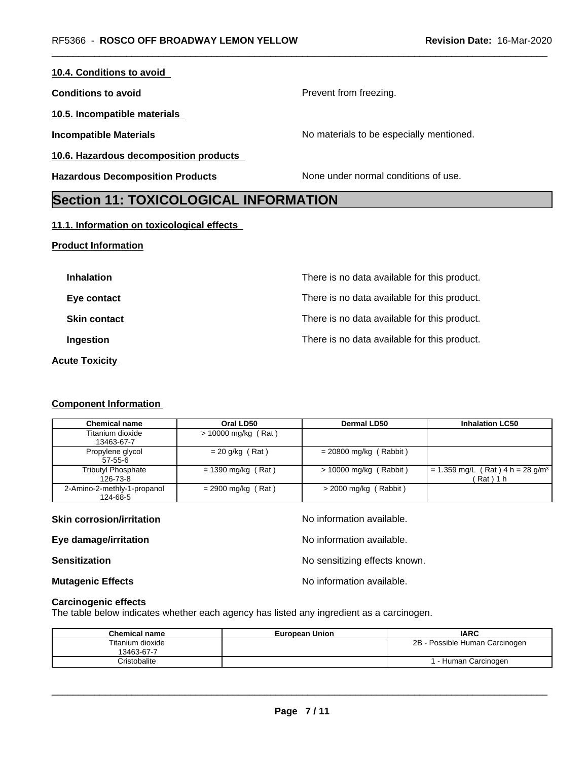#### 10.4. Conditions to avoid

**Conditions to avoid** Prevent from freezing.

#### 10.5. Incompatible materials

**Incompatible Materials** No materials to be especially mentioned.

#### 10.6. Hazardous decomposition products

**Hazardous Decomposition Products** None under normal conditions of use.

## Section 11: TOXICOLOGICAL INFORMATION

#### 11.1. Information on toxicological effects

**Product Information**

**Inhalation** There is no data available for this product.

**Eye contact** There is no data available for this product.

**Skin contact** There is no data available for this product.

**Ingestion** There is no data available for this product.

**Acute Toxicity**

**Component Information**

| Chemical name | Oral LD50 | Dermal LD50 | Inhalation LC50 |
|---|---|---|---|
| Titanium dioxide 13463-67-7 | > 10000 mg/kg ( Rat ) | | |
| Propylene glycol 57-55-6 | = 20 g/kg ( Rat ) | = 20800 mg/kg ( Rabbit ) | |
| Tributyl Phosphate 126-73-8 | = 1390 mg/kg ( Rat ) | > 10000 mg/kg ( Rabbit ) | = 1.359 mg/L ( Rat ) 4 h = 28 g/m³ ( Rat ) 1 h |
| 2-Amino-2-methly-1-propanol 124-68-5 | = 2900 mg/kg ( Rat ) | > 2000 mg/kg ( Rabbit ) | |

**Skin corrosion/irritation** No information available.

**Eye damage/irritation** No information available.

**Sensitization** No sensitizing effects known.

**Mutagenic Effects** No information available.

**Carcinogenic effects**
The table below indicates whether each agency has listed any ingredient as a carcinogen.

| Chemical name | European Union | IARC |
|---|---|---|
| Titanium dioxide 13463-67-7 | | 2B - Possible Human Carcinogen |
| Cristobalite | | 1 - Human Carcinogen |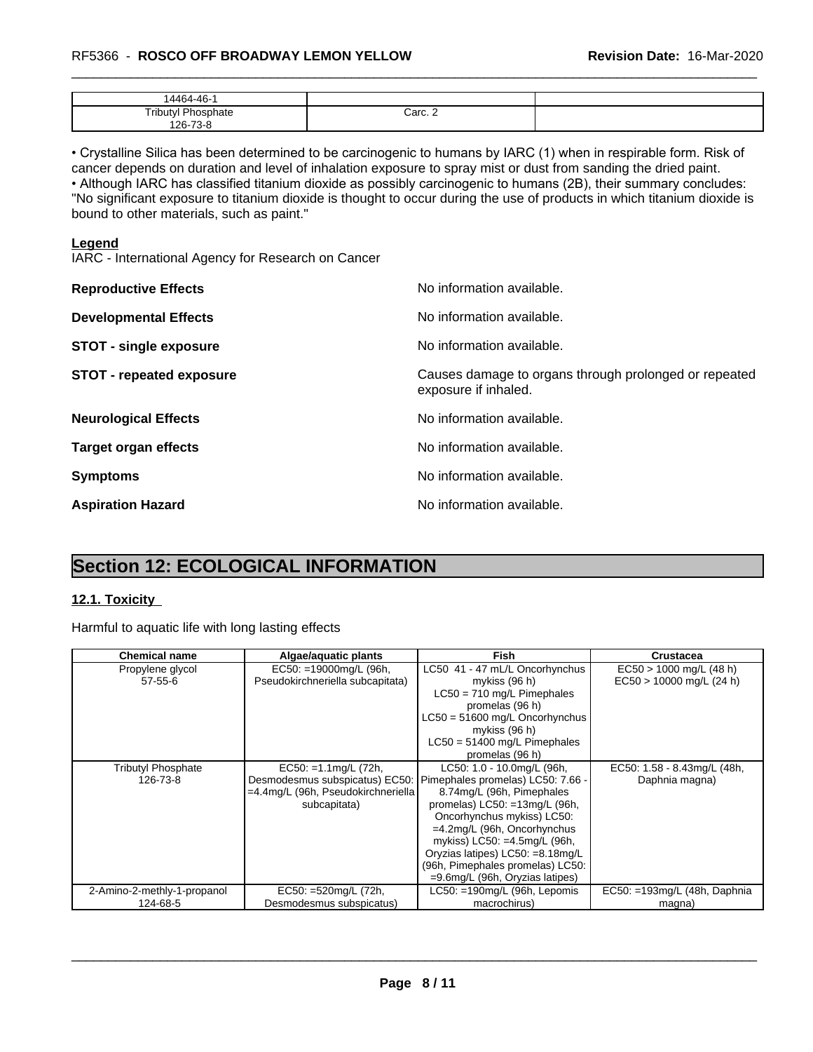| 14464-46-1 | | |
|---|---|---|
| Tributyl Phosphate<br>126-73-8 | Carc. 2 | |

• Crystalline Silica has been determined to be carcinogenic to humans by IARC (1) when in respirable form. Risk of cancer depends on duration and level of inhalation exposure to spray mist or dust from sanding the dried paint.
• Although IARC has classified titanium dioxide as possibly carcinogenic to humans (2B), their summary concludes: "No significant exposure to titanium dioxide is thought to occur during the use of products in which titanium dioxide is bound to other materials, such as paint."

**Legend**
IARC - International Agency for Research on Cancer

**Reproductive Effects** No information available.

**Developmental Effects** No information available.

**STOT - single exposure** No information available.

**STOT - repeated exposure** Causes damage to organs through prolonged or repeated exposure if inhaled.

**Neurological Effects** No information available.

**Target organ effects** No information available.

**Symptoms** No information available.

**Aspiration Hazard** No information available.

## Section 12: ECOLOGICAL INFORMATION

### 12.1. Toxicity

Harmful to aquatic life with long lasting effects

| Chemical name | Algae/aquatic plants | Fish | Crustacea |
|---|---|---|---|
| Propylene glycol<br>57-55-6 | EC50: =19000mg/L (96h, Pseudokirchneriella subcapitata) | LC50 41 - 47 mL/L Oncorhynchus mykiss (96 h)<br>LC50 = 710 mg/L Pimephales promelas (96 h)<br>LC50 = 51600 mg/L Oncorhynchus mykiss (96 h)<br>LC50 = 51400 mg/L Pimephales promelas (96 h) | EC50 > 1000 mg/L (48 h)<br>EC50 > 10000 mg/L (24 h) |
| Tributyl Phosphate<br>126-73-8 | EC50: =1.1mg/L (72h, Desmodesmus subspicatus) EC50: =4.4mg/L (96h, Pseudokirchneriella subcapitata) | LC50: 1.0 - 10.0mg/L (96h, Pimephales promelas) LC50: 7.66 - 8.74mg/L (96h, Pimephales promelas) LC50: =13mg/L (96h, Oncorhynchus mykiss) LC50: =4.2mg/L (96h, Oncorhynchus mykiss) LC50: =4.5mg/L (96h, Oryzias latipes) LC50: =8.18mg/L (96h, Pimephales promelas) LC50: =9.6mg/L (96h, Oryzias latipes) | EC50: 1.58 - 8.43mg/L (48h, Daphnia magna) |
| 2-Amino-2-methly-1-propanol<br>124-68-5 | EC50: =520mg/L (72h, Desmodesmus subspicatus) | LC50: =190mg/L (96h, Lepomis macrochirus) | EC50: =193mg/L (48h, Daphnia magna) |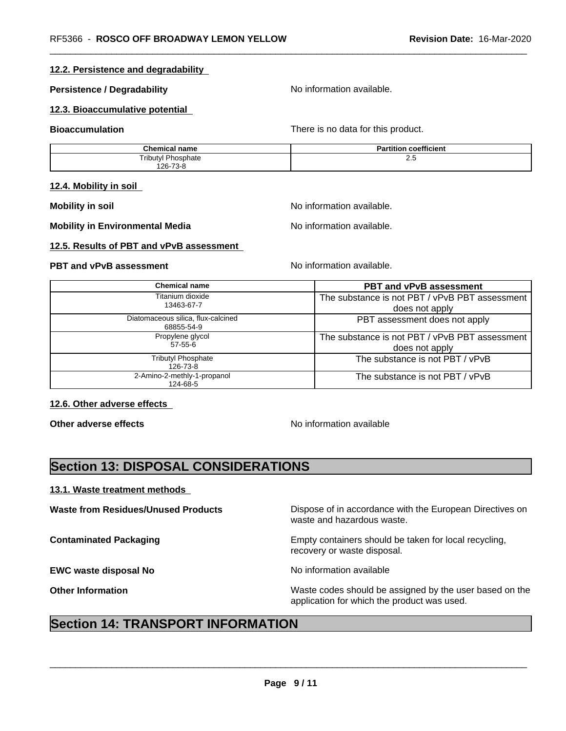### 12.2. Persistence and degradability

**Persistence / Degradability** No information available.

### 12.3. Bioaccumulative potential

**Bioaccumulation** There is no data for this product.

| Chemical name | Partition coefficient |
|---|---|
| Tributyl Phosphate<br>126-73-8 | 2.5 |

### 12.4. Mobility in soil

**Mobility in soil** No information available.

**Mobility in Environmental Media** No information available.

### 12.5. Results of PBT and vPvB assessment

**PBT and vPvB assessment** No information available.

| Chemical name | PBT and vPvB assessment |
|---|---|
| Titanium dioxide<br>13463-67-7 | The substance is not PBT / vPvB PBT assessment does not apply |
| Diatomaceous silica, flux-calcined<br>68855-54-9 | PBT assessment does not apply |
| Propylene glycol<br>57-55-6 | The substance is not PBT / vPvB PBT assessment does not apply |
| Tributyl Phosphate<br>126-73-8 | The substance is not PBT / vPvB |
| 2-Amino-2-methly-1-propanol<br>124-68-5 | The substance is not PBT / vPvB |

### 12.6. Other adverse effects

**Other adverse effects** No information available

## Section 13: DISPOSAL CONSIDERATIONS

### 13.1. Waste treatment methods

**Waste from Residues/Unused Products** Dispose of in accordance with the European Directives on waste and hazardous waste.

**Contaminated Packaging** Empty containers should be taken for local recycling, recovery or waste disposal.

**EWC waste disposal No** No information available

**Other Information** Waste codes should be assigned by the user based on the application for which the product was used.

## Section 14: TRANSPORT INFORMATION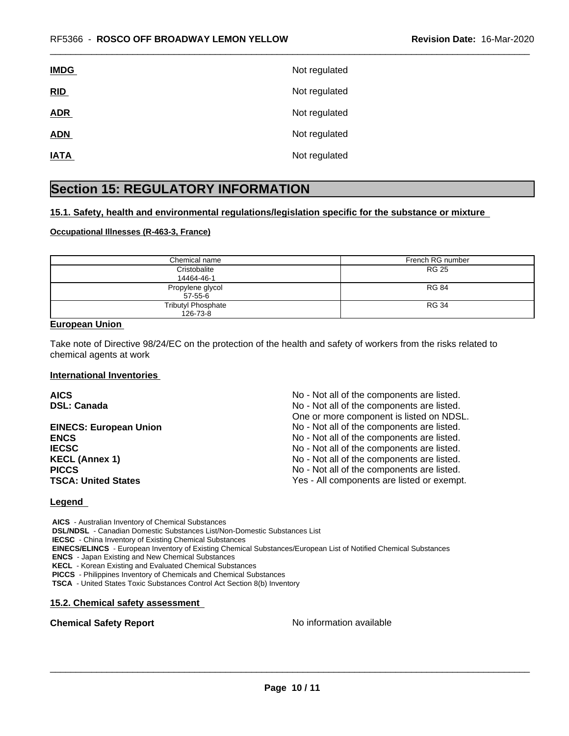| | |
|---|---|
| **IMDG** | Not regulated |
| **RID** | Not regulated |
| **ADR** | Not regulated |
| **ADN** | Not regulated |
| **IATA** | Not regulated |

# Section 15: REGULATORY INFORMATION

## 15.1. Safety, health and environmental regulations/legislation specific for the substance or mixture

**Occupational Illnesses (R-463-3, France)**

| Chemical name | French RG number |
|---|---|
| Cristobalite<br>14464-46-1 | RG 25 |
| Propylene glycol<br>57-55-6 | RG 84 |
| Tributyl Phosphate<br>126-73-8 | RG 34 |

**European Union**

Take note of Directive 98/24/EC on the protection of the health and safety of workers from the risks related to chemical agents at work

**International Inventories**

| | |
|---|---|
| **AICS** | No - Not all of the components are listed. |
| **DSL: Canada** | No - Not all of the components are listed.<br>One or more component is listed on NDSL. |
| **EINECS: European Union** | No - Not all of the components are listed. |
| **ENCS** | No - Not all of the components are listed. |
| **IECSC** | No - Not all of the components are listed. |
| **KECL (Annex 1)** | No - Not all of the components are listed. |
| **PICCS** | No - Not all of the components are listed. |
| **TSCA: United States** | Yes - All components are listed or exempt. |

**Legend**

**AICS** - Australian Inventory of Chemical Substances
**DSL/NDSL** - Canadian Domestic Substances List/Non-Domestic Substances List
**IECSC** - China Inventory of Existing Chemical Substances
**EINECS/ELINCS** - European Inventory of Existing Chemical Substances/European List of Notified Chemical Substances
**ENCS** - Japan Existing and New Chemical Substances
**KECL** - Korean Existing and Evaluated Chemical Substances
**PICCS** - Philippines Inventory of Chemicals and Chemical Substances
**TSCA** - United States Toxic Substances Control Act Section 8(b) Inventory

## 15.2. Chemical safety assessment

**Chemical Safety Report** No information available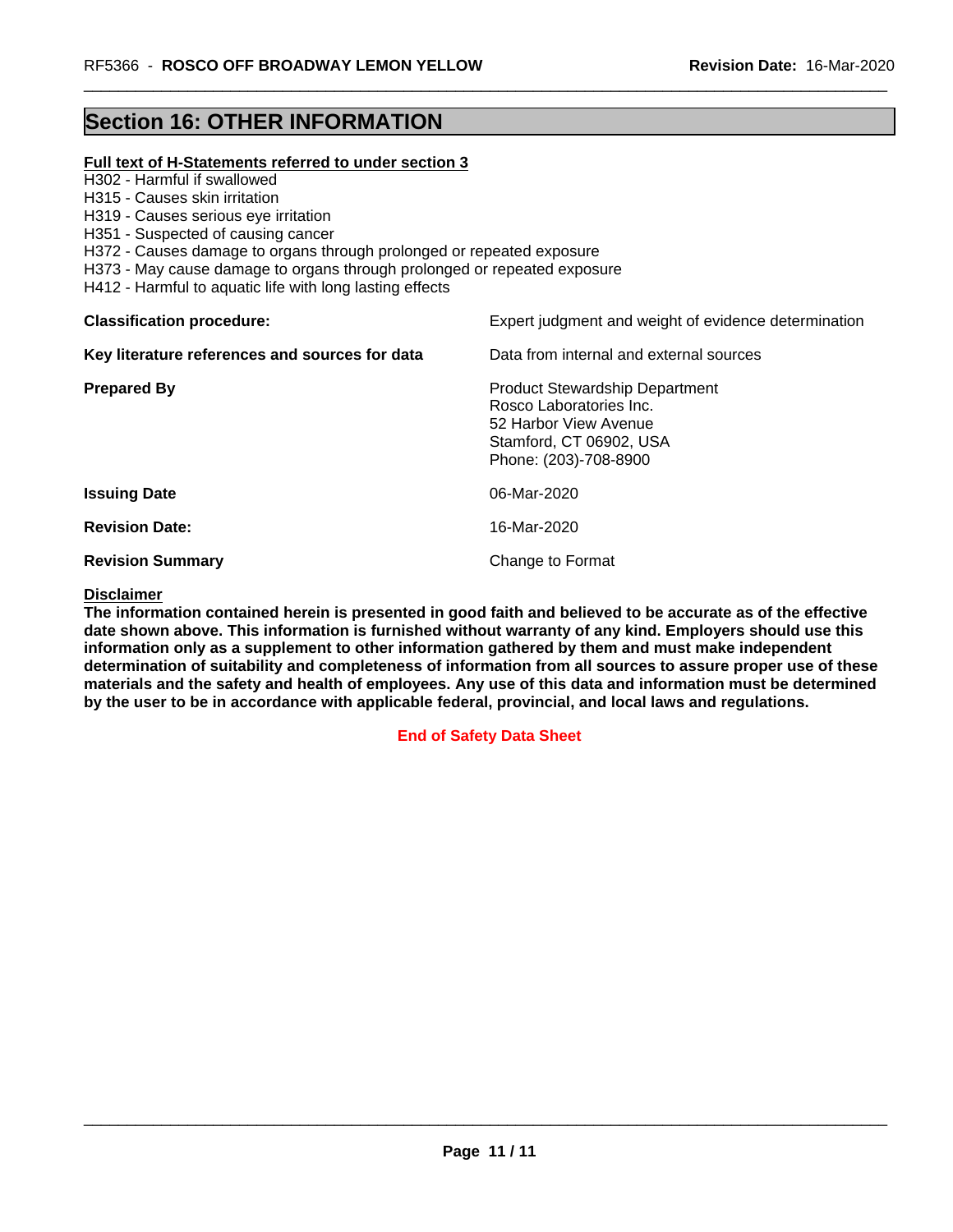## Section 16: OTHER INFORMATION

**Full text of H-Statements referred to under section 3**

H302 - Harmful if swallowed
H315 - Causes skin irritation
H319 - Causes serious eye irritation
H351 - Suspected of causing cancer
H372 - Causes damage to organs through prolonged or repeated exposure
H373 - May cause damage to organs through prolonged or repeated exposure
H412 - Harmful to aquatic life with long lasting effects

| | |
|---|---|
| **Classification procedure:** | Expert judgment and weight of evidence determination |
| **Key literature references and sources for data** | Data from internal and external sources |
| **Prepared By** | Product Stewardship Department<br>Rosco Laboratories Inc.<br>52 Harbor View Avenue<br>Stamford, CT 06902, USA<br>Phone: (203)-708-8900 |
| **Issuing Date** | 06-Mar-2020 |
| **Revision Date:** | 16-Mar-2020 |
| **Revision Summary** | Change to Format |

**Disclaimer**

**The information contained herein is presented in good faith and believed to be accurate as of the effective date shown above. This information is furnished without warranty of any kind. Employers should use this information only as a supplement to other information gathered by them and must make independent determination of suitability and completeness of information from all sources to assure proper use of these materials and the safety and health of employees. Any use of this data and information must be determined by the user to be in accordance with applicable federal, provincial, and local laws and regulations.**

**End of Safety Data Sheet**